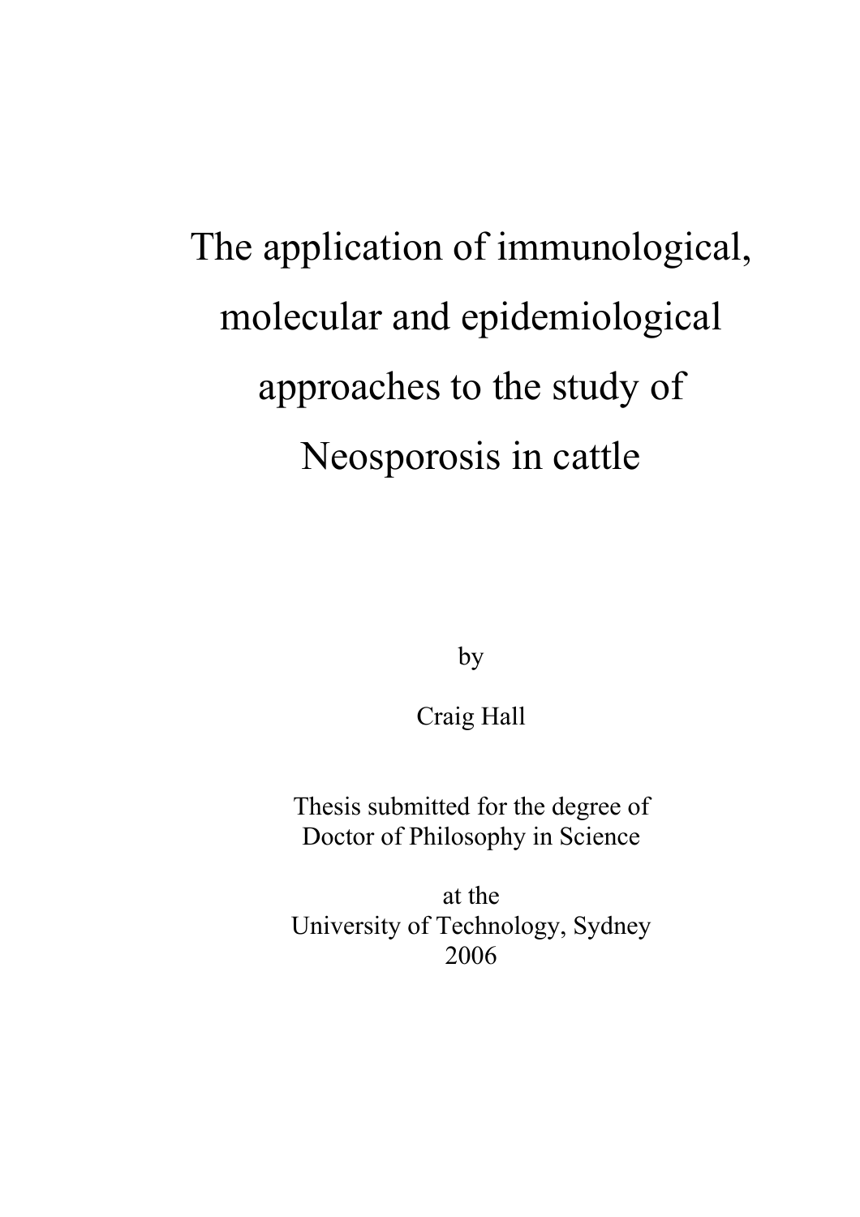# The application of immunological, molecular and epidemiological approaches to the study of Neosporosis in cattle

by

Craig Hall

Thesis submitted for the degree of
Doctor of Philosophy in Science

at the
University of Technology, Sydney
2006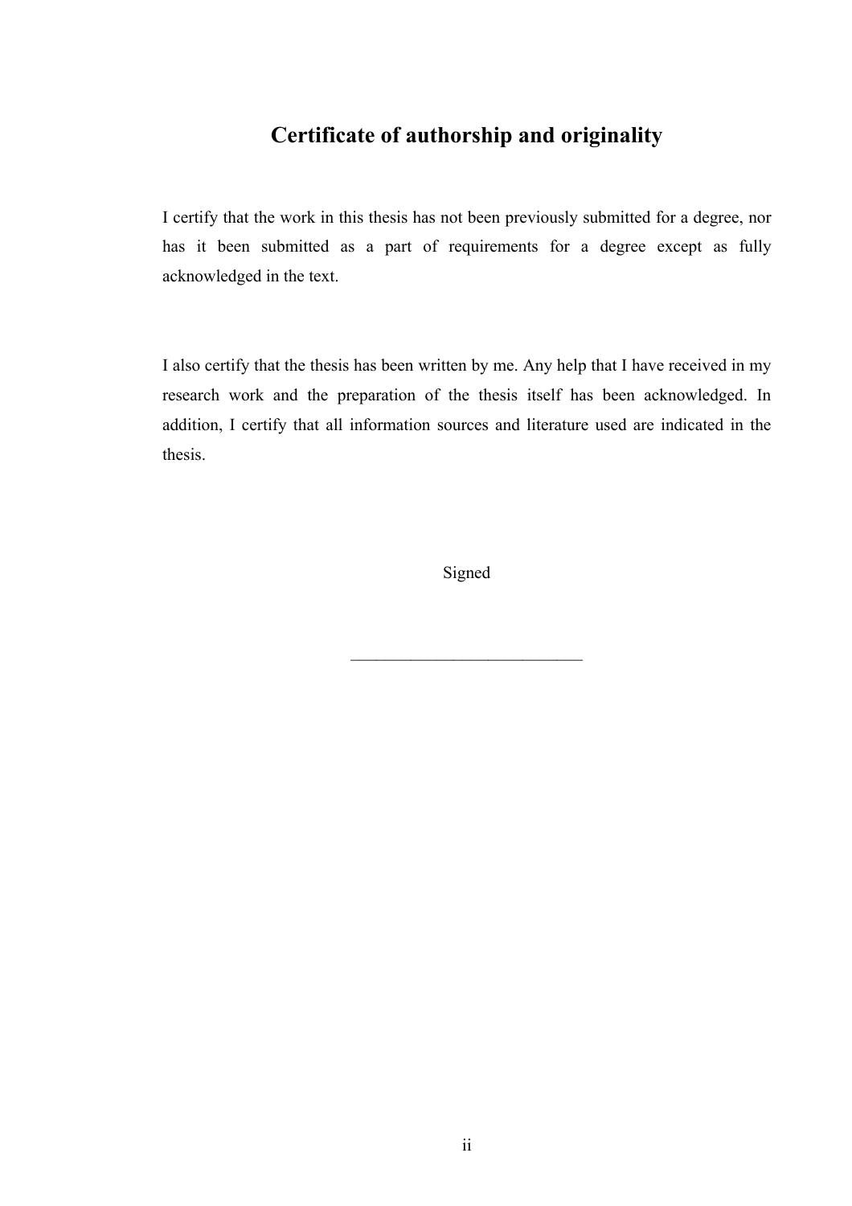# Certificate of authorship and originality

I certify that the work in this thesis has not been previously submitted for a degree, nor has it been submitted as a part of requirements for a degree except as fully acknowledged in the text.

I also certify that the thesis has been written by me. Any help that I have received in my research work and the preparation of the thesis itself has been acknowledged. In addition, I certify that all information sources and literature used are indicated in the thesis.

Signed

___________________________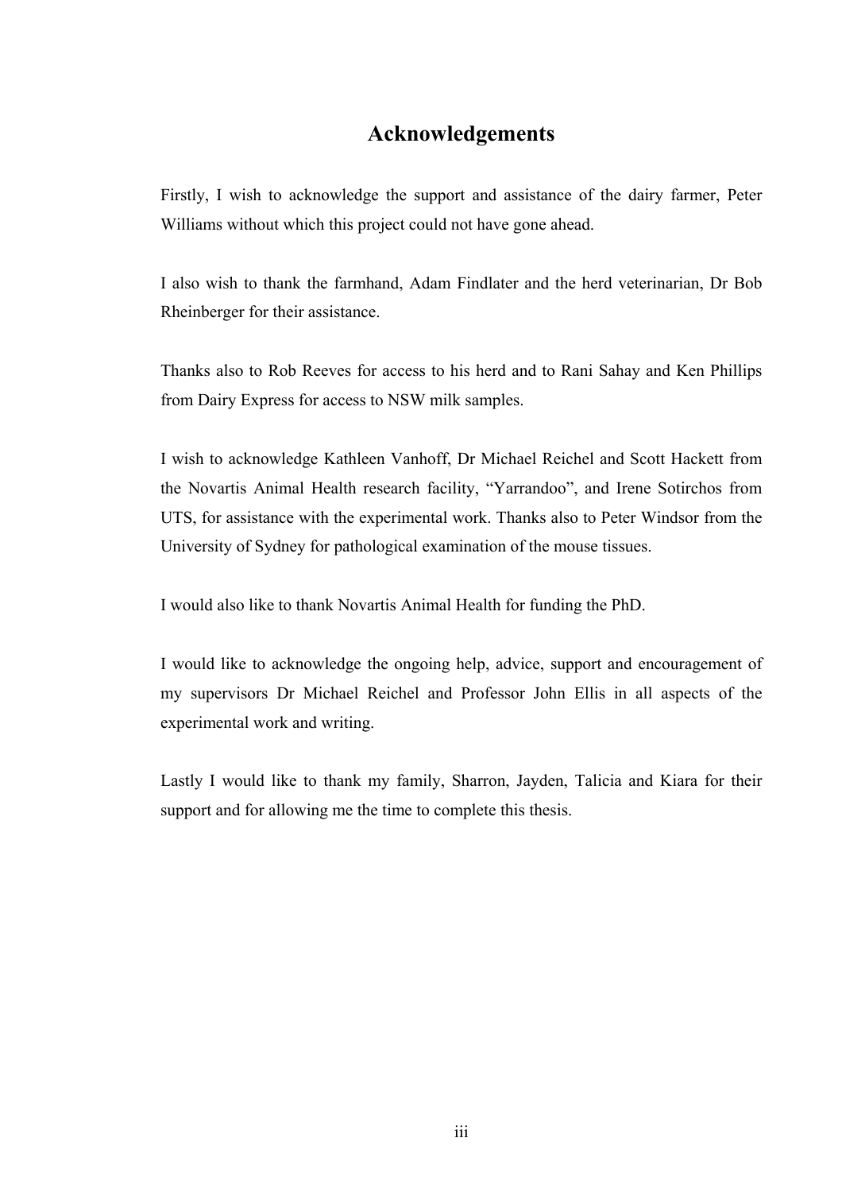# Acknowledgements

Firstly, I wish to acknowledge the support and assistance of the dairy farmer, Peter Williams without which this project could not have gone ahead.

I also wish to thank the farmhand, Adam Findlater and the herd veterinarian, Dr Bob Rheinberger for their assistance.

Thanks also to Rob Reeves for access to his herd and to Rani Sahay and Ken Phillips from Dairy Express for access to NSW milk samples.

I wish to acknowledge Kathleen Vanhoff, Dr Michael Reichel and Scott Hackett from the Novartis Animal Health research facility, "Yarrandoo", and Irene Sotirchos from UTS, for assistance with the experimental work. Thanks also to Peter Windsor from the University of Sydney for pathological examination of the mouse tissues.

I would also like to thank Novartis Animal Health for funding the PhD.

I would like to acknowledge the ongoing help, advice, support and encouragement of my supervisors Dr Michael Reichel and Professor John Ellis in all aspects of the experimental work and writing.

Lastly I would like to thank my family, Sharron, Jayden, Talicia and Kiara for their support and for allowing me the time to complete this thesis.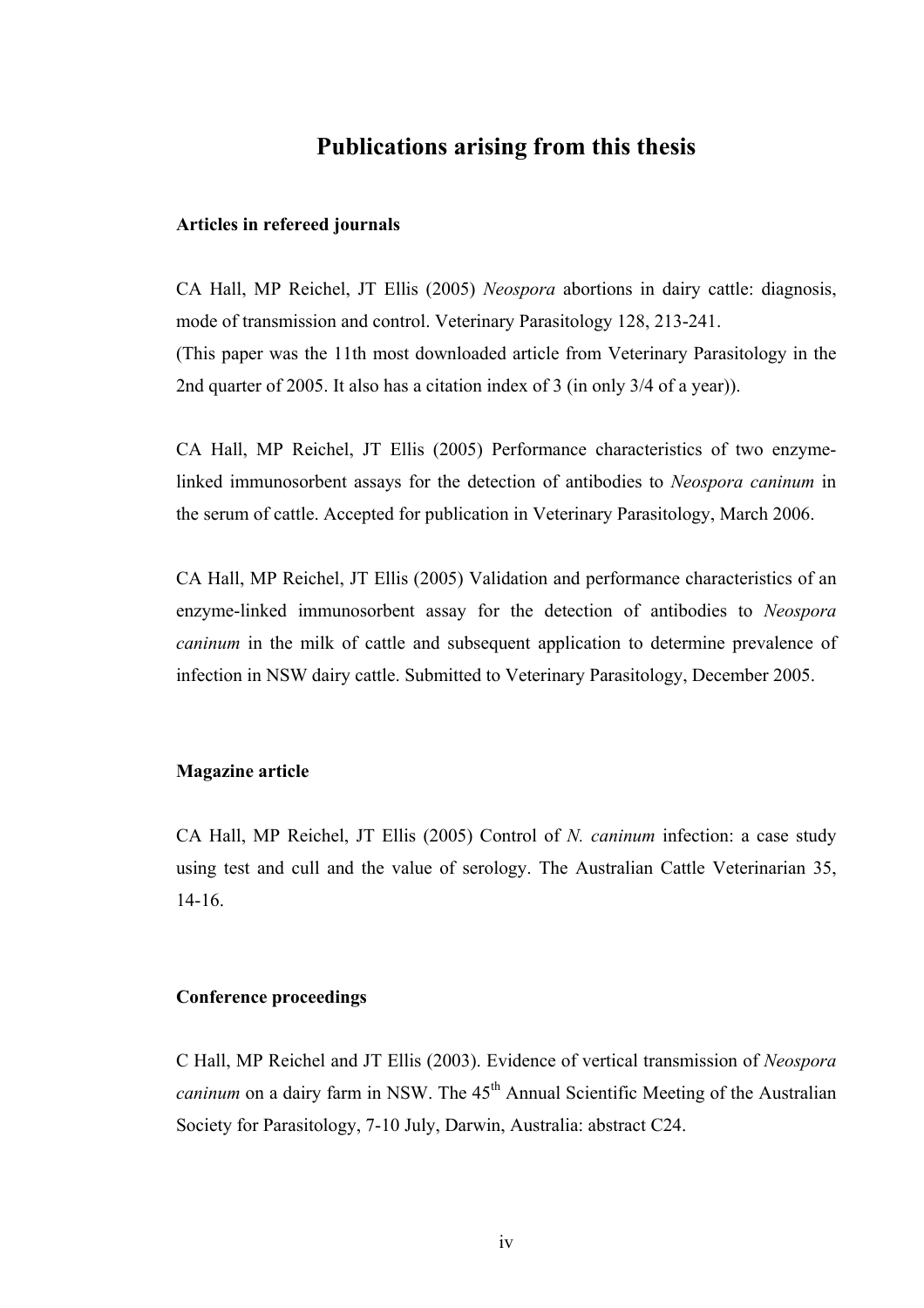# Publications arising from this thesis

**Articles in refereed journals**

CA Hall, MP Reichel, JT Ellis (2005) *Neospora* abortions in dairy cattle: diagnosis, mode of transmission and control. Veterinary Parasitology 128, 213-241.
(This paper was the 11th most downloaded article from Veterinary Parasitology in the 2nd quarter of 2005. It also has a citation index of 3 (in only 3/4 of a year)).

CA Hall, MP Reichel, JT Ellis (2005) Performance characteristics of two enzyme-linked immunosorbent assays for the detection of antibodies to *Neospora caninum* in the serum of cattle. Accepted for publication in Veterinary Parasitology, March 2006.

CA Hall, MP Reichel, JT Ellis (2005) Validation and performance characteristics of an enzyme-linked immunosorbent assay for the detection of antibodies to *Neospora caninum* in the milk of cattle and subsequent application to determine prevalence of infection in NSW dairy cattle. Submitted to Veterinary Parasitology, December 2005.

**Magazine article**

CA Hall, MP Reichel, JT Ellis (2005) Control of *N. caninum* infection: a case study using test and cull and the value of serology. The Australian Cattle Veterinarian 35, 14-16.

**Conference proceedings**

C Hall, MP Reichel and JT Ellis (2003). Evidence of vertical transmission of *Neospora caninum* on a dairy farm in NSW. The 45th Annual Scientific Meeting of the Australian Society for Parasitology, 7-10 July, Darwin, Australia: abstract C24.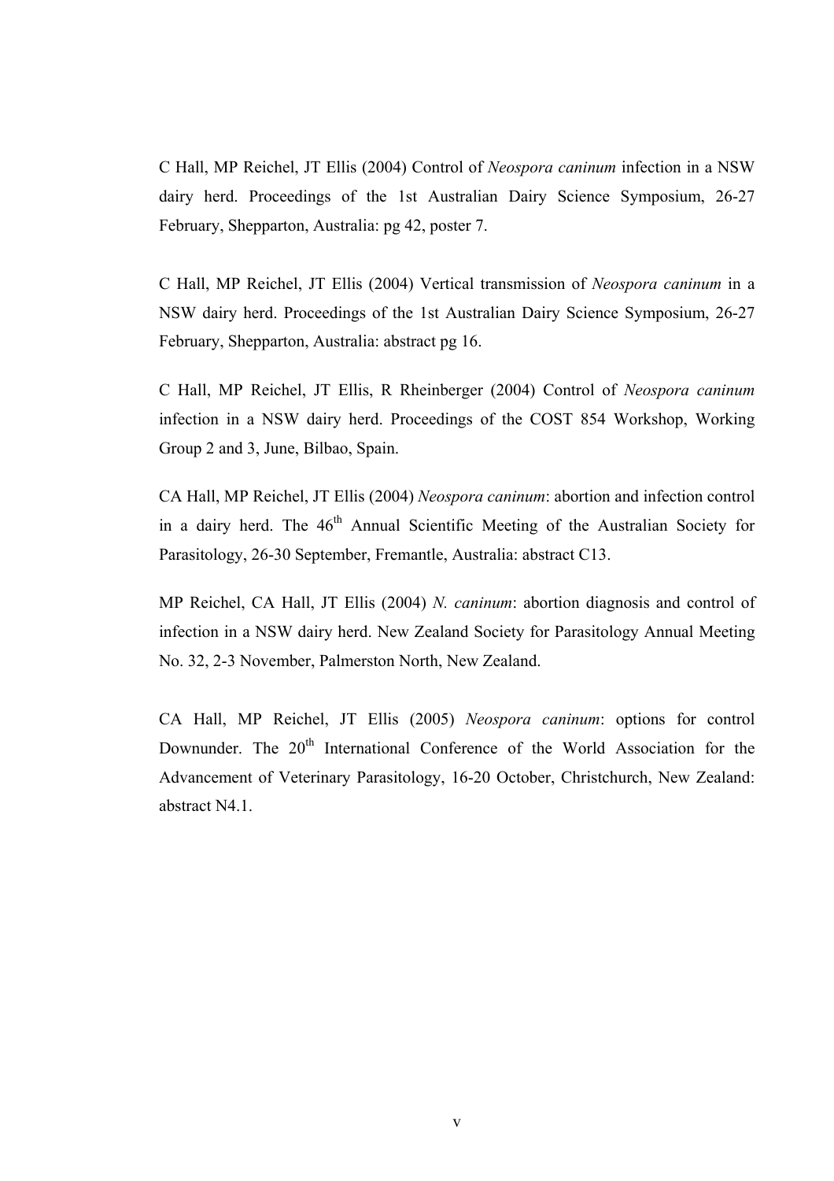C Hall, MP Reichel, JT Ellis (2004) Control of *Neospora caninum* infection in a NSW dairy herd. Proceedings of the 1st Australian Dairy Science Symposium, 26-27 February, Shepparton, Australia: pg 42, poster 7.

C Hall, MP Reichel, JT Ellis (2004) Vertical transmission of *Neospora caninum* in a NSW dairy herd. Proceedings of the 1st Australian Dairy Science Symposium, 26-27 February, Shepparton, Australia: abstract pg 16.

C Hall, MP Reichel, JT Ellis, R Rheinberger (2004) Control of *Neospora caninum* infection in a NSW dairy herd. Proceedings of the COST 854 Workshop, Working Group 2 and 3, June, Bilbao, Spain.

CA Hall, MP Reichel, JT Ellis (2004) *Neospora caninum*: abortion and infection control in a dairy herd. The 46th Annual Scientific Meeting of the Australian Society for Parasitology, 26-30 September, Fremantle, Australia: abstract C13.

MP Reichel, CA Hall, JT Ellis (2004) *N. caninum*: abortion diagnosis and control of infection in a NSW dairy herd. New Zealand Society for Parasitology Annual Meeting No. 32, 2-3 November, Palmerston North, New Zealand.

CA Hall, MP Reichel, JT Ellis (2005) *Neospora caninum*: options for control Downunder. The 20th International Conference of the World Association for the Advancement of Veterinary Parasitology, 16-20 October, Christchurch, New Zealand: abstract N4.1.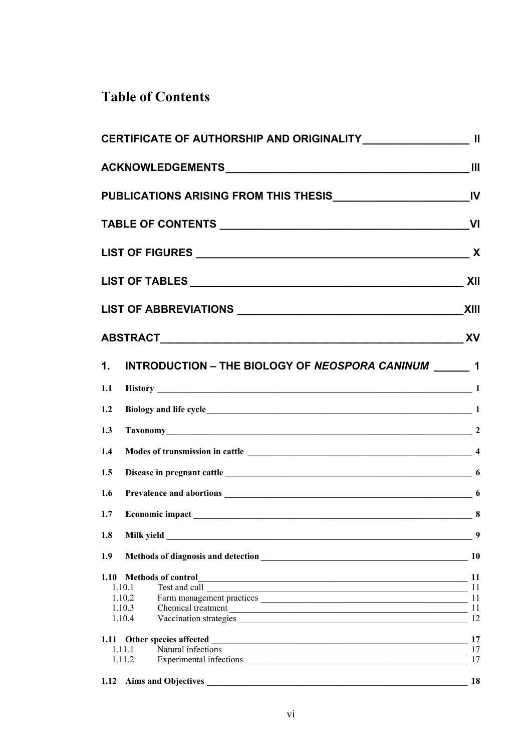# Table of Contents

**CERTIFICATE OF AUTHORSHIP AND ORIGINALITY** II

**ACKNOWLEDGEMENTS** III

**PUBLICATIONS ARISING FROM THIS THESIS** IV

**TABLE OF CONTENTS** VI

**LIST OF FIGURES** X

**LIST OF TABLES** XII

**LIST OF ABBREVIATIONS** XIII

**ABSTRACT** XV

**1. INTRODUCTION – THE BIOLOGY OF *NEOSPORA CANINUM*** 1

**1.1 History** 1

**1.2 Biology and life cycle** 1

**1.3 Taxonomy** 2

**1.4 Modes of transmission in cattle** 4

**1.5 Disease in pregnant cattle** 6

**1.6 Prevalence and abortions** 6

**1.7 Economic impact** 8

**1.8 Milk yield** 9

**1.9 Methods of diagnosis and detection** 10

**1.10 Methods of control** 11
- 1.10.1 Test and cull 11
- 1.10.2 Farm management practices 11
- 1.10.3 Chemical treatment 11
- 1.10.4 Vaccination strategies 12

**1.11 Other species affected** 17
- 1.11.1 Natural infections 17
- 1.11.2 Experimental infections 17

**1.12 Aims and Objectives** 18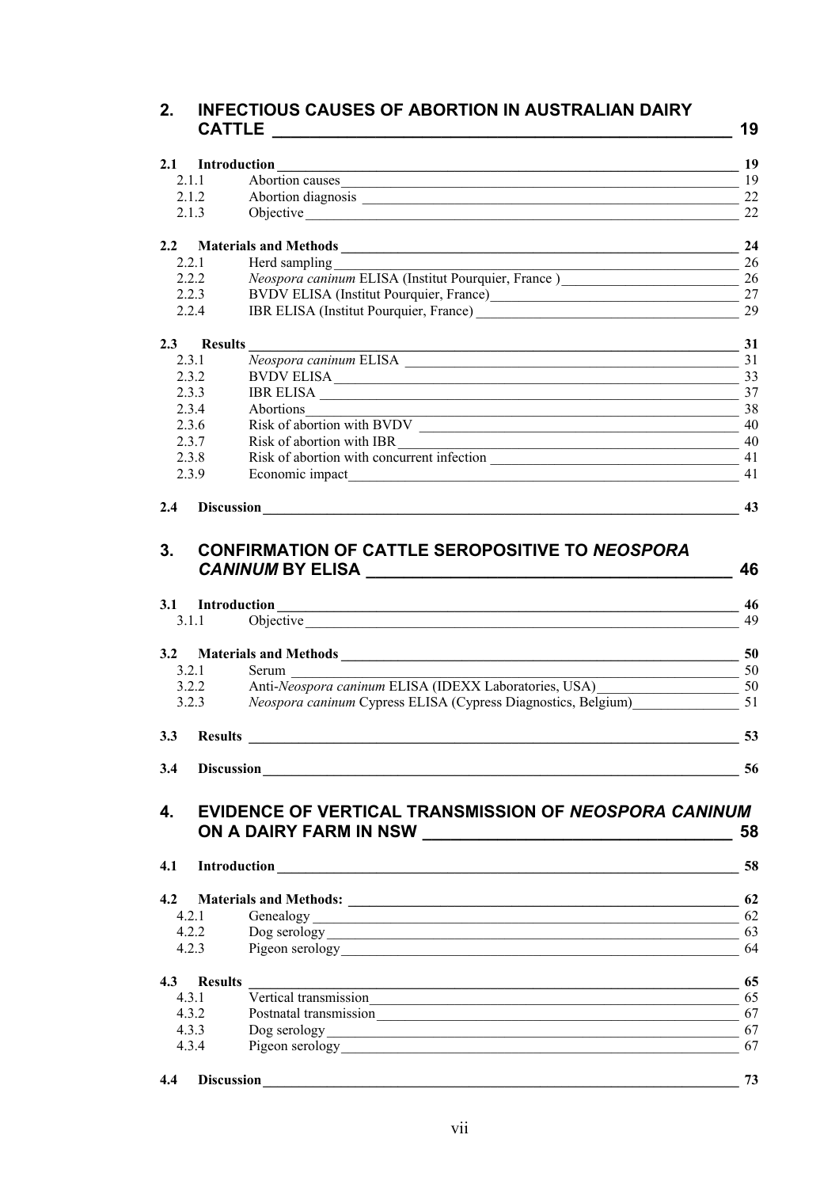**2. INFECTIOUS CAUSES OF ABORTION IN AUSTRALIAN DAIRY CATTLE** — 19

**2.1 Introduction** — 19
- 2.1.1 Abortion causes — 19
- 2.1.2 Abortion diagnosis — 22
- 2.1.3 Objective — 22

**2.2 Materials and Methods** — 24
- 2.2.1 Herd sampling — 26
- 2.2.2 *Neospora caninum* ELISA (Institut Pourquier, France ) — 26
- 2.2.3 BVDV ELISA (Institut Pourquier, France) — 27
- 2.2.4 IBR ELISA (Institut Pourquier, France) — 29

**2.3 Results** — 31
- 2.3.1 *Neospora caninum* ELISA — 31
- 2.3.2 BVDV ELISA — 33
- 2.3.3 IBR ELISA — 37
- 2.3.4 Abortions — 38
- 2.3.6 Risk of abortion with BVDV — 40
- 2.3.7 Risk of abortion with IBR — 40
- 2.3.8 Risk of abortion with concurrent infection — 41
- 2.3.9 Economic impact — 41

**2.4 Discussion** — 43

**3. CONFIRMATION OF CATTLE SEROPOSITIVE TO *NEOSPORA CANINUM* BY ELISA** — 46

**3.1 Introduction** — 46
- 3.1.1 Objective — 49

**3.2 Materials and Methods** — 50
- 3.2.1 Serum — 50
- 3.2.2 Anti-*Neospora caninum* ELISA (IDEXX Laboratories, USA) — 50
- 3.2.3 *Neospora caninum* Cypress ELISA (Cypress Diagnostics, Belgium) — 51

**3.3 Results** — 53

**3.4 Discussion** — 56

**4. EVIDENCE OF VERTICAL TRANSMISSION OF *NEOSPORA CANINUM* ON A DAIRY FARM IN NSW** — 58

**4.1 Introduction** — 58

**4.2 Materials and Methods:** — 62
- 4.2.1 Genealogy — 62
- 4.2.2 Dog serology — 63
- 4.2.3 Pigeon serology — 64

**4.3 Results** — 65
- 4.3.1 Vertical transmission — 65
- 4.3.2 Postnatal transmission — 67
- 4.3.3 Dog serology — 67
- 4.3.4 Pigeon serology — 67

**4.4 Discussion** — 73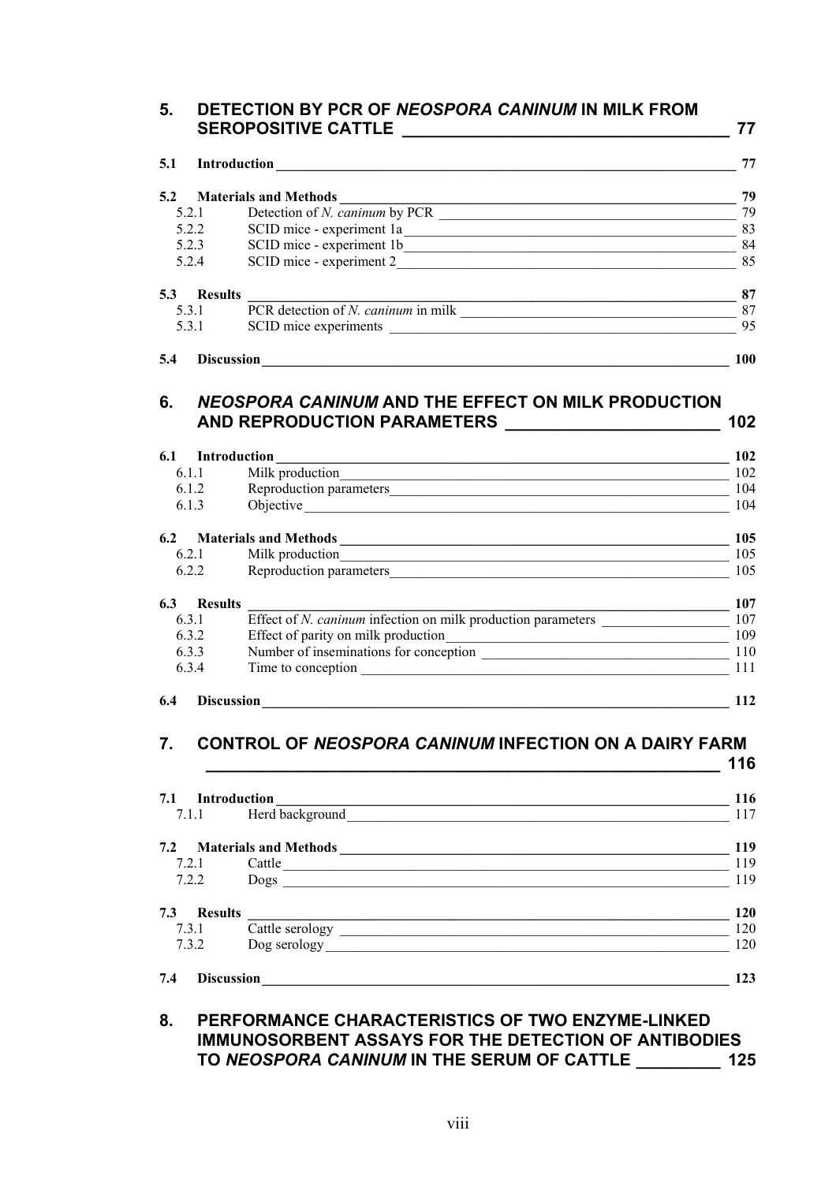# 5. DETECTION BY PCR OF *NEOSPORA CANINUM* IN MILK FROM SEROPOSITIVE CATTLE ___ 77

**5.1 Introduction** ___ **77**

**5.2 Materials and Methods** ___ **79**

- 5.2.1 Detection of *N. caninum* by PCR ___ 79
- 5.2.2 SCID mice - experiment 1a ___ 83
- 5.2.3 SCID mice - experiment 1b ___ 84
- 5.2.4 SCID mice - experiment 2 ___ 85

**5.3 Results** ___ **87**

- 5.3.1 PCR detection of *N. caninum* in milk ___ 87
- 5.3.1 SCID mice experiments ___ 95

**5.4 Discussion** ___ **100**

# 6. *NEOSPORA CANINUM* AND THE EFFECT ON MILK PRODUCTION AND REPRODUCTION PARAMETERS ___ 102

**6.1 Introduction** ___ **102**

- 6.1.1 Milk production ___ 102
- 6.1.2 Reproduction parameters ___ 104
- 6.1.3 Objective ___ 104

**6.2 Materials and Methods** ___ **105**

- 6.2.1 Milk production ___ 105
- 6.2.2 Reproduction parameters ___ 105

**6.3 Results** ___ **107**

- 6.3.1 Effect of *N. caninum* infection on milk production parameters ___ 107
- 6.3.2 Effect of parity on milk production ___ 109
- 6.3.3 Number of inseminations for conception ___ 110
- 6.3.4 Time to conception ___ 111

**6.4 Discussion** ___ **112**

# 7. CONTROL OF *NEOSPORA CANINUM* INFECTION ON A DAIRY FARM ___ 116

**7.1 Introduction** ___ **116**

- 7.1.1 Herd background ___ 117

**7.2 Materials and Methods** ___ **119**

- 7.2.1 Cattle ___ 119
- 7.2.2 Dogs ___ 119

**7.3 Results** ___ **120**

- 7.3.1 Cattle serology ___ 120
- 7.3.2 Dog serology ___ 120

**7.4 Discussion** ___ **123**

# 8. PERFORMANCE CHARACTERISTICS OF TWO ENZYME-LINKED IMMUNOSORBENT ASSAYS FOR THE DETECTION OF ANTIBODIES TO *NEOSPORA CANINUM* IN THE SERUM OF CATTLE ___ 125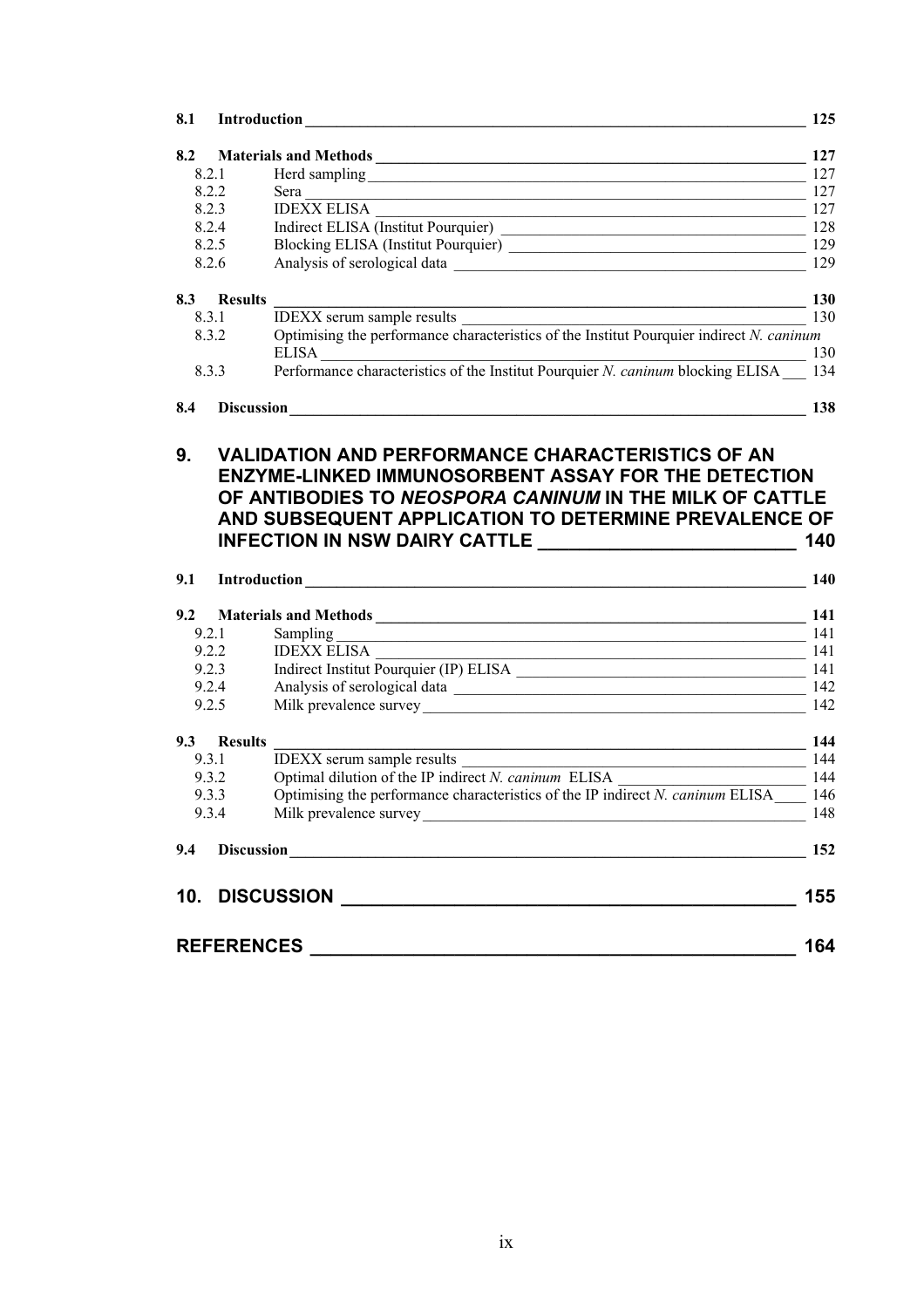| | | |
|---|---|---|
| **8.1** | **Introduction** | **125** |
| **8.2** | **Materials and Methods** | **127** |
| 8.2.1 | Herd sampling | 127 |
| 8.2.2 | Sera | 127 |
| 8.2.3 | IDEXX ELISA | 127 |
| 8.2.4 | Indirect ELISA (Institut Pourquier) | 128 |
| 8.2.5 | Blocking ELISA (Institut Pourquier) | 129 |
| 8.2.6 | Analysis of serological data | 129 |
| **8.3** | **Results** | **130** |
| 8.3.1 | IDEXX serum sample results | 130 |
| 8.3.2 | Optimising the performance characteristics of the Institut Pourquier indirect *N. caninum* ELISA | 130 |
| 8.3.3 | Performance characteristics of the Institut Pourquier *N. caninum* blocking ELISA | 134 |
| **8.4** | **Discussion** | **138** |

## 9. VALIDATION AND PERFORMANCE CHARACTERISTICS OF AN ENZYME-LINKED IMMUNOSORBENT ASSAY FOR THE DETECTION OF ANTIBODIES TO *NEOSPORA CANINUM* IN THE MILK OF CATTLE AND SUBSEQUENT APPLICATION TO DETERMINE PREVALENCE OF INFECTION IN NSW DAIRY CATTLE — 140

| | | |
|---|---|---|
| **9.1** | **Introduction** | **140** |
| **9.2** | **Materials and Methods** | **141** |
| 9.2.1 | Sampling | 141 |
| 9.2.2 | IDEXX ELISA | 141 |
| 9.2.3 | Indirect Institut Pourquier (IP) ELISA | 141 |
| 9.2.4 | Analysis of serological data | 142 |
| 9.2.5 | Milk prevalence survey | 142 |
| **9.3** | **Results** | **144** |
| 9.3.1 | IDEXX serum sample results | 144 |
| 9.3.2 | Optimal dilution of the IP indirect *N. caninum* ELISA | 144 |
| 9.3.3 | Optimising the performance characteristics of the IP indirect *N. caninum* ELISA | 146 |
| 9.3.4 | Milk prevalence survey | 148 |
| **9.4** | **Discussion** | **152** |

## 10. DISCUSSION — 155

## REFERENCES — 164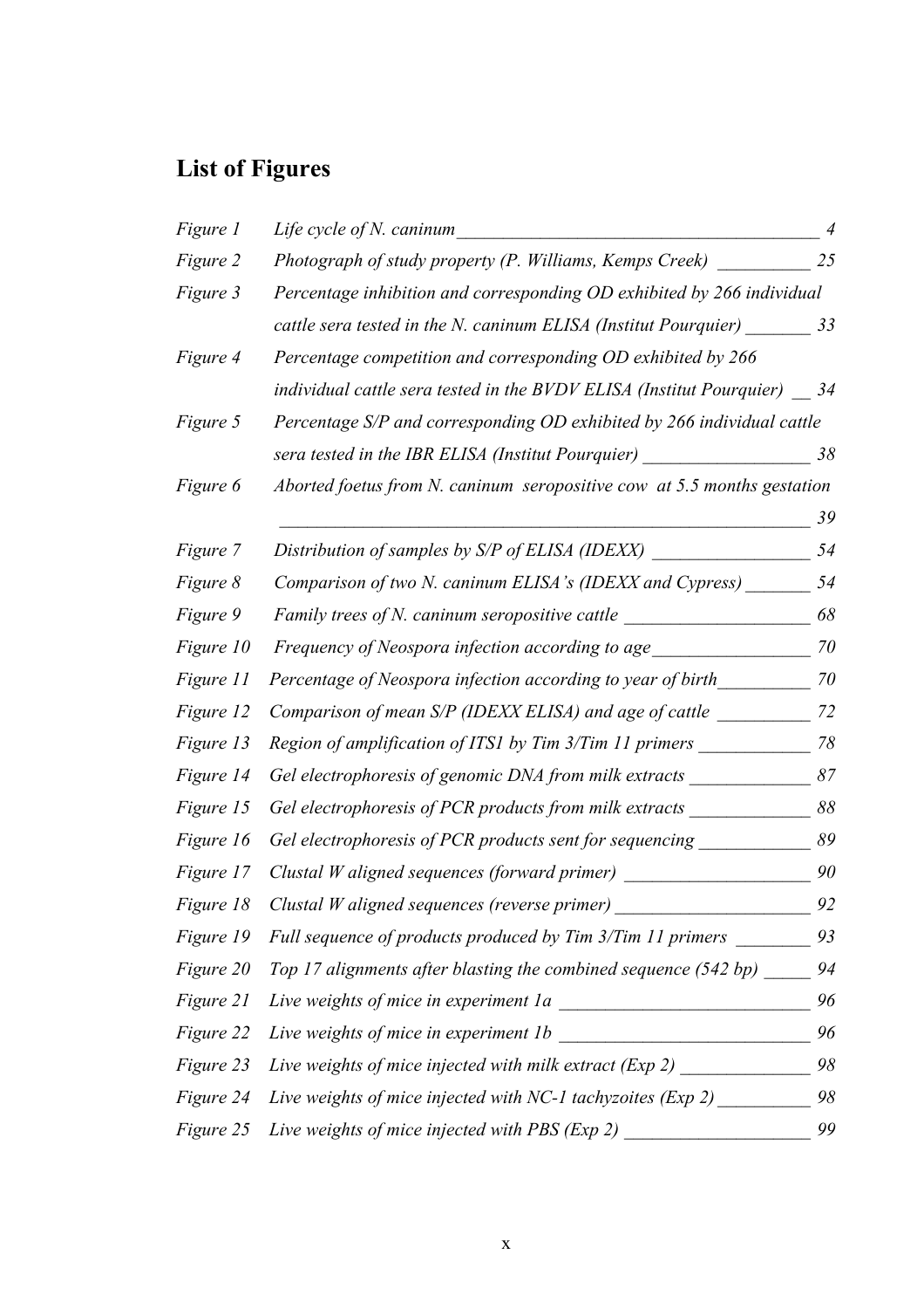## List of Figures

| | | |
|---|---|---|
| *Figure 1* | *Life cycle of N. caninum* | *4* |
| *Figure 2* | *Photograph of study property (P. Williams, Kemps Creek)* | *25* |
| *Figure 3* | *Percentage inhibition and corresponding OD exhibited by 266 individual cattle sera tested in the N. caninum ELISA (Institut Pourquier)* | *33* |
| *Figure 4* | *Percentage competition and corresponding OD exhibited by 266 individual cattle sera tested in the BVDV ELISA (Institut Pourquier)* | *34* |
| *Figure 5* | *Percentage S/P and corresponding OD exhibited by 266 individual cattle sera tested in the IBR ELISA (Institut Pourquier)* | *38* |
| *Figure 6* | *Aborted foetus from N. caninum seropositive cow at 5.5 months gestation* | *39* |
| *Figure 7* | *Distribution of samples by S/P of ELISA (IDEXX)* | *54* |
| *Figure 8* | *Comparison of two N. caninum ELISA's (IDEXX and Cypress)* | *54* |
| *Figure 9* | *Family trees of N. caninum seropositive cattle* | *68* |
| *Figure 10* | *Frequency of Neospora infection according to age* | *70* |
| *Figure 11* | *Percentage of Neospora infection according to year of birth* | *70* |
| *Figure 12* | *Comparison of mean S/P (IDEXX ELISA) and age of cattle* | *72* |
| *Figure 13* | *Region of amplification of ITS1 by Tim 3/Tim 11 primers* | *78* |
| *Figure 14* | *Gel electrophoresis of genomic DNA from milk extracts* | *87* |
| *Figure 15* | *Gel electrophoresis of PCR products from milk extracts* | *88* |
| *Figure 16* | *Gel electrophoresis of PCR products sent for sequencing* | *89* |
| *Figure 17* | *Clustal W aligned sequences (forward primer)* | *90* |
| *Figure 18* | *Clustal W aligned sequences (reverse primer)* | *92* |
| *Figure 19* | *Full sequence of products produced by Tim 3/Tim 11 primers* | *93* |
| *Figure 20* | *Top 17 alignments after blasting the combined sequence (542 bp)* | *94* |
| *Figure 21* | *Live weights of mice in experiment 1a* | *96* |
| *Figure 22* | *Live weights of mice in experiment 1b* | *96* |
| *Figure 23* | *Live weights of mice injected with milk extract (Exp 2)* | *98* |
| *Figure 24* | *Live weights of mice injected with NC-1 tachyzoites (Exp 2)* | *98* |
| *Figure 25* | *Live weights of mice injected with PBS (Exp 2)* | *99* |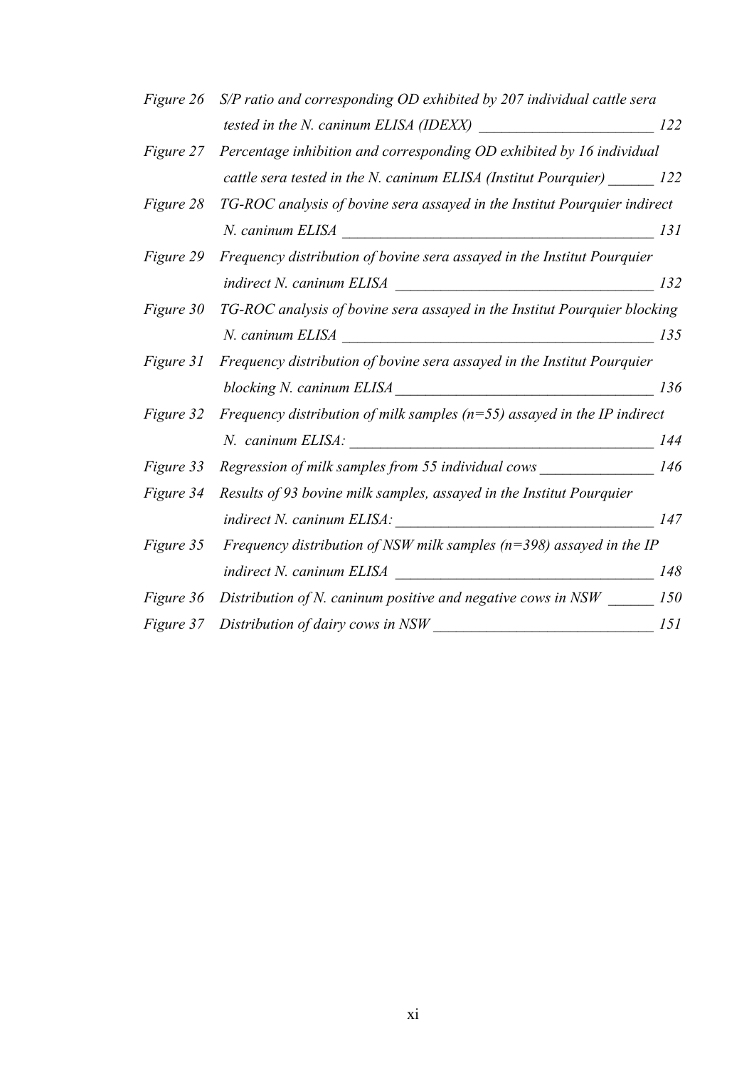*Figure 26* *S/P ratio and corresponding OD exhibited by 207 individual cattle sera tested in the N. caninum ELISA (IDEXX)* ________________________ *122*

*Figure 27* *Percentage inhibition and corresponding OD exhibited by 16 individual cattle sera tested in the N. caninum ELISA (Institut Pourquier)* ______ *122*

*Figure 28* *TG-ROC analysis of bovine sera assayed in the Institut Pourquier indirect N. caninum ELISA* __________________________________________ *131*

*Figure 29* *Frequency distribution of bovine sera assayed in the Institut Pourquier indirect N. caninum ELISA* ___________________________________ *132*

*Figure 30* *TG-ROC analysis of bovine sera assayed in the Institut Pourquier blocking N. caninum ELISA* __________________________________________ *135*

*Figure 31* *Frequency distribution of bovine sera assayed in the Institut Pourquier blocking N. caninum ELISA* ___________________________________ *136*

*Figure 32* *Frequency distribution of milk samples (n=55) assayed in the IP indirect N. caninum ELISA:* _________________________________________ *144*

*Figure 33* *Regression of milk samples from 55 individual cows* _______________ *146*

*Figure 34* *Results of 93 bovine milk samples, assayed in the Institut Pourquier indirect N. caninum ELISA:* ___________________________________ *147*

*Figure 35* *Frequency distribution of NSW milk samples (n=398) assayed in the IP indirect N. caninum ELISA* ___________________________________ *148*

*Figure 36* *Distribution of N. caninum positive and negative cows in NSW* ______ *150*

*Figure 37* *Distribution of dairy cows in NSW* ______________________________ *151*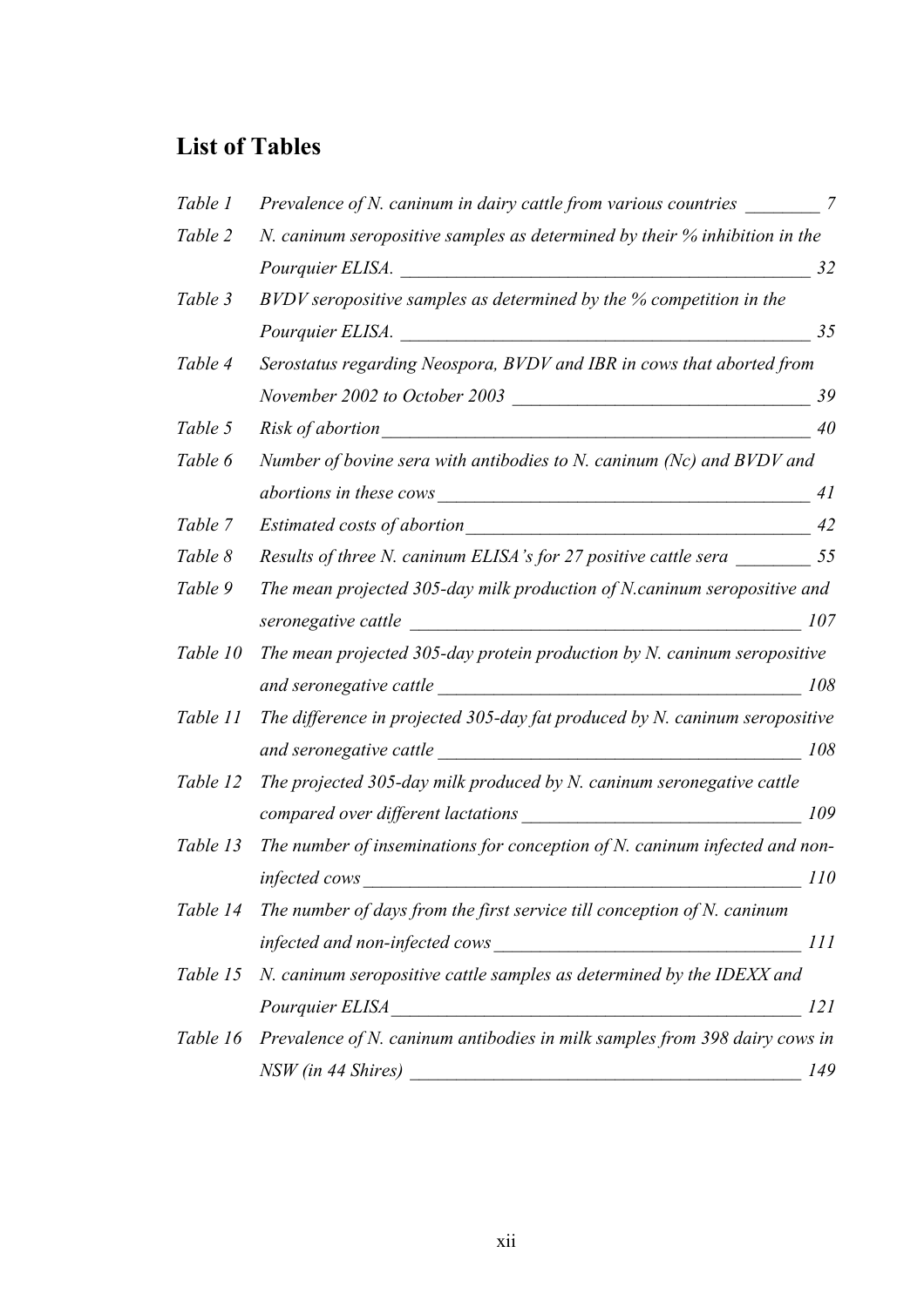# List of Tables

| | | |
|---|---|---|
| *Table 1* | *Prevalence of N. caninum in dairy cattle from various countries* | *7* |
| *Table 2* | *N. caninum seropositive samples as determined by their % inhibition in the Pourquier ELISA.* | *32* |
| *Table 3* | *BVDV seropositive samples as determined by the % competition in the Pourquier ELISA.* | *35* |
| *Table 4* | *Serostatus regarding Neospora, BVDV and IBR in cows that aborted from November 2002 to October 2003* | *39* |
| *Table 5* | *Risk of abortion* | *40* |
| *Table 6* | *Number of bovine sera with antibodies to N. caninum (Nc) and BVDV and abortions in these cows* | *41* |
| *Table 7* | *Estimated costs of abortion* | *42* |
| *Table 8* | *Results of three N. caninum ELISA's for 27 positive cattle sera* | *55* |
| *Table 9* | *The mean projected 305-day milk production of N.caninum seropositive and seronegative cattle* | *107* |
| *Table 10* | *The mean projected 305-day protein production by N. caninum seropositive and seronegative cattle* | *108* |
| *Table 11* | *The difference in projected 305-day fat produced by N. caninum seropositive and seronegative cattle* | *108* |
| *Table 12* | *The projected 305-day milk produced by N. caninum seronegative cattle compared over different lactations* | *109* |
| *Table 13* | *The number of inseminations for conception of N. caninum infected and non-infected cows* | *110* |
| *Table 14* | *The number of days from the first service till conception of N. caninum infected and non-infected cows* | *111* |
| *Table 15* | *N. caninum seropositive cattle samples as determined by the IDEXX and Pourquier ELISA* | *121* |
| *Table 16* | *Prevalence of N. caninum antibodies in milk samples from 398 dairy cows in NSW (in 44 Shires)* | *149* |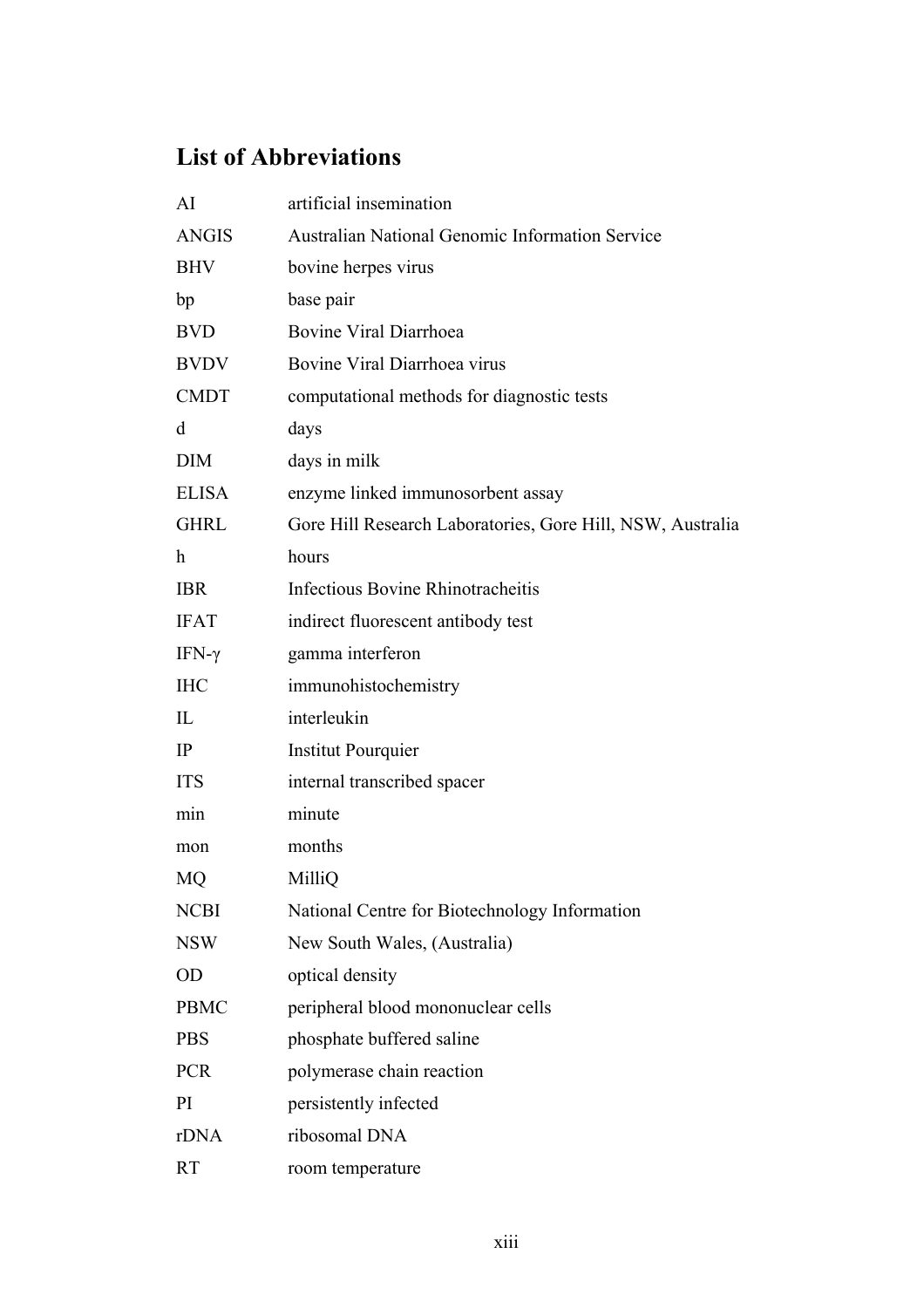## List of Abbreviations

| | |
|---|---|
| AI | artificial insemination |
| ANGIS | Australian National Genomic Information Service |
| BHV | bovine herpes virus |
| bp | base pair |
| BVD | Bovine Viral Diarrhoea |
| BVDV | Bovine Viral Diarrhoea virus |
| CMDT | computational methods for diagnostic tests |
| d | days |
| DIM | days in milk |
| ELISA | enzyme linked immunosorbent assay |
| GHRL | Gore Hill Research Laboratories, Gore Hill, NSW, Australia |
| h | hours |
| IBR | Infectious Bovine Rhinotracheitis |
| IFAT | indirect fluorescent antibody test |
| IFN-$\gamma$ | gamma interferon |
| IHC | immunohistochemistry |
| IL | interleukin |
| IP | Institut Pourquier |
| ITS | internal transcribed spacer |
| min | minute |
| mon | months |
| MQ | MilliQ |
| NCBI | National Centre for Biotechnology Information |
| NSW | New South Wales, (Australia) |
| OD | optical density |
| PBMC | peripheral blood mononuclear cells |
| PBS | phosphate buffered saline |
| PCR | polymerase chain reaction |
| PI | persistently infected |
| rDNA | ribosomal DNA |
| RT | room temperature |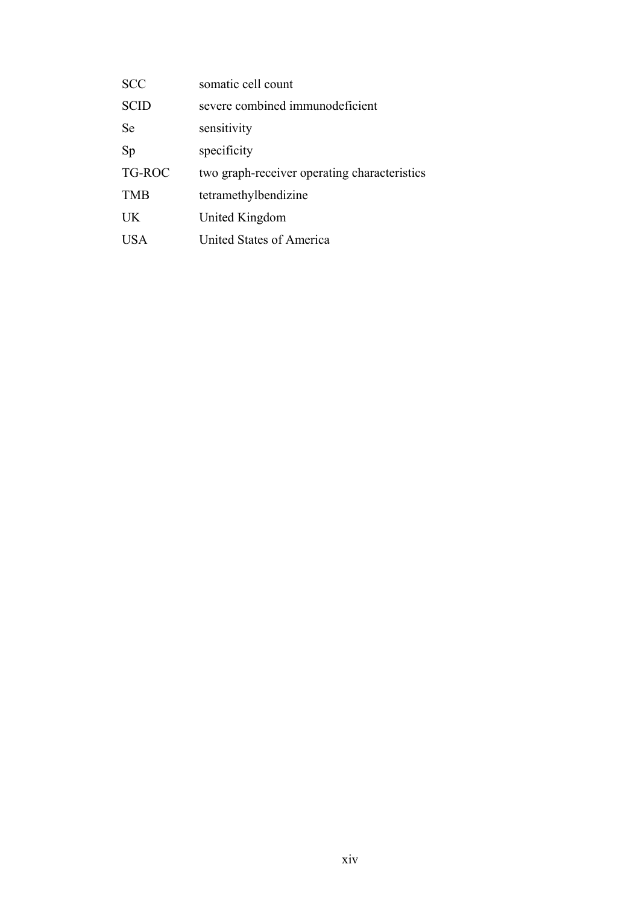| | |
|---|---|
| SCC | somatic cell count |
| SCID | severe combined immunodeficient |
| Se | sensitivity |
| Sp | specificity |
| TG-ROC | two graph-receiver operating characteristics |
| TMB | tetramethylbendizine |
| UK | United Kingdom |
| USA | United States of America |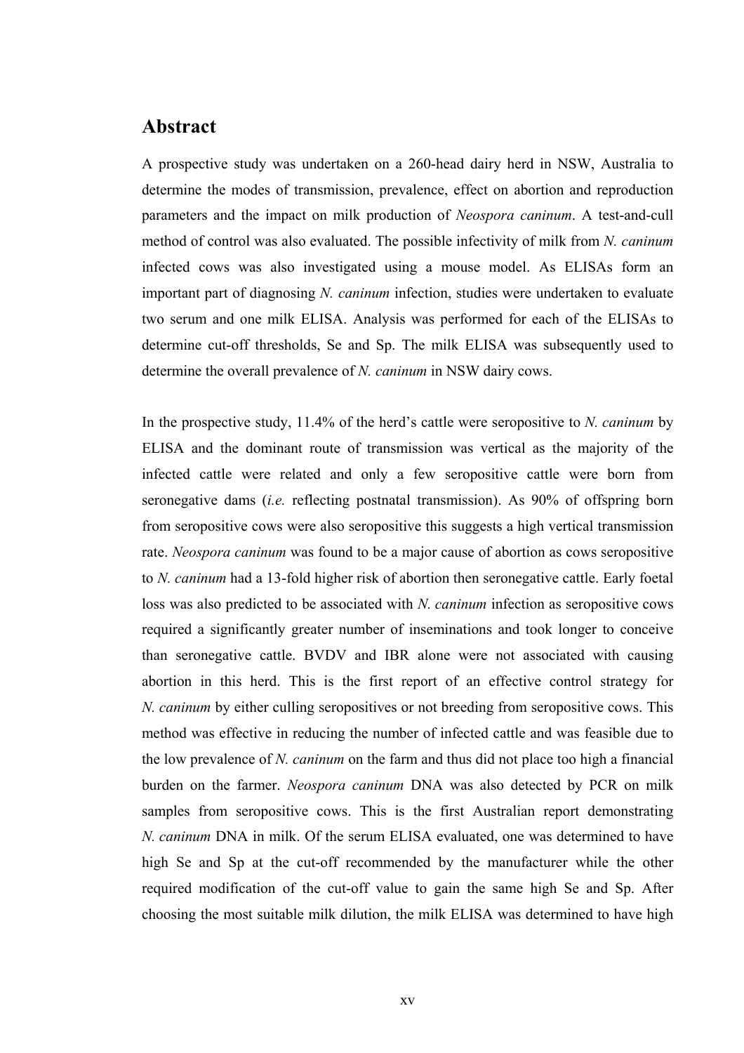# Abstract

A prospective study was undertaken on a 260-head dairy herd in NSW, Australia to determine the modes of transmission, prevalence, effect on abortion and reproduction parameters and the impact on milk production of *Neospora caninum*. A test-and-cull method of control was also evaluated. The possible infectivity of milk from *N. caninum* infected cows was also investigated using a mouse model. As ELISAs form an important part of diagnosing *N. caninum* infection, studies were undertaken to evaluate two serum and one milk ELISA. Analysis was performed for each of the ELISAs to determine cut-off thresholds, Se and Sp. The milk ELISA was subsequently used to determine the overall prevalence of *N. caninum* in NSW dairy cows.

In the prospective study, 11.4% of the herd's cattle were seropositive to *N. caninum* by ELISA and the dominant route of transmission was vertical as the majority of the infected cattle were related and only a few seropositive cattle were born from seronegative dams (*i.e.* reflecting postnatal transmission). As 90% of offspring born from seropositive cows were also seropositive this suggests a high vertical transmission rate. *Neospora caninum* was found to be a major cause of abortion as cows seropositive to *N. caninum* had a 13-fold higher risk of abortion then seronegative cattle. Early foetal loss was also predicted to be associated with *N. caninum* infection as seropositive cows required a significantly greater number of inseminations and took longer to conceive than seronegative cattle. BVDV and IBR alone were not associated with causing abortion in this herd. This is the first report of an effective control strategy for *N. caninum* by either culling seropositives or not breeding from seropositive cows. This method was effective in reducing the number of infected cattle and was feasible due to the low prevalence of *N. caninum* on the farm and thus did not place too high a financial burden on the farmer. *Neospora caninum* DNA was also detected by PCR on milk samples from seropositive cows. This is the first Australian report demonstrating *N. caninum* DNA in milk. Of the serum ELISA evaluated, one was determined to have high Se and Sp at the cut-off recommended by the manufacturer while the other required modification of the cut-off value to gain the same high Se and Sp. After choosing the most suitable milk dilution, the milk ELISA was determined to have high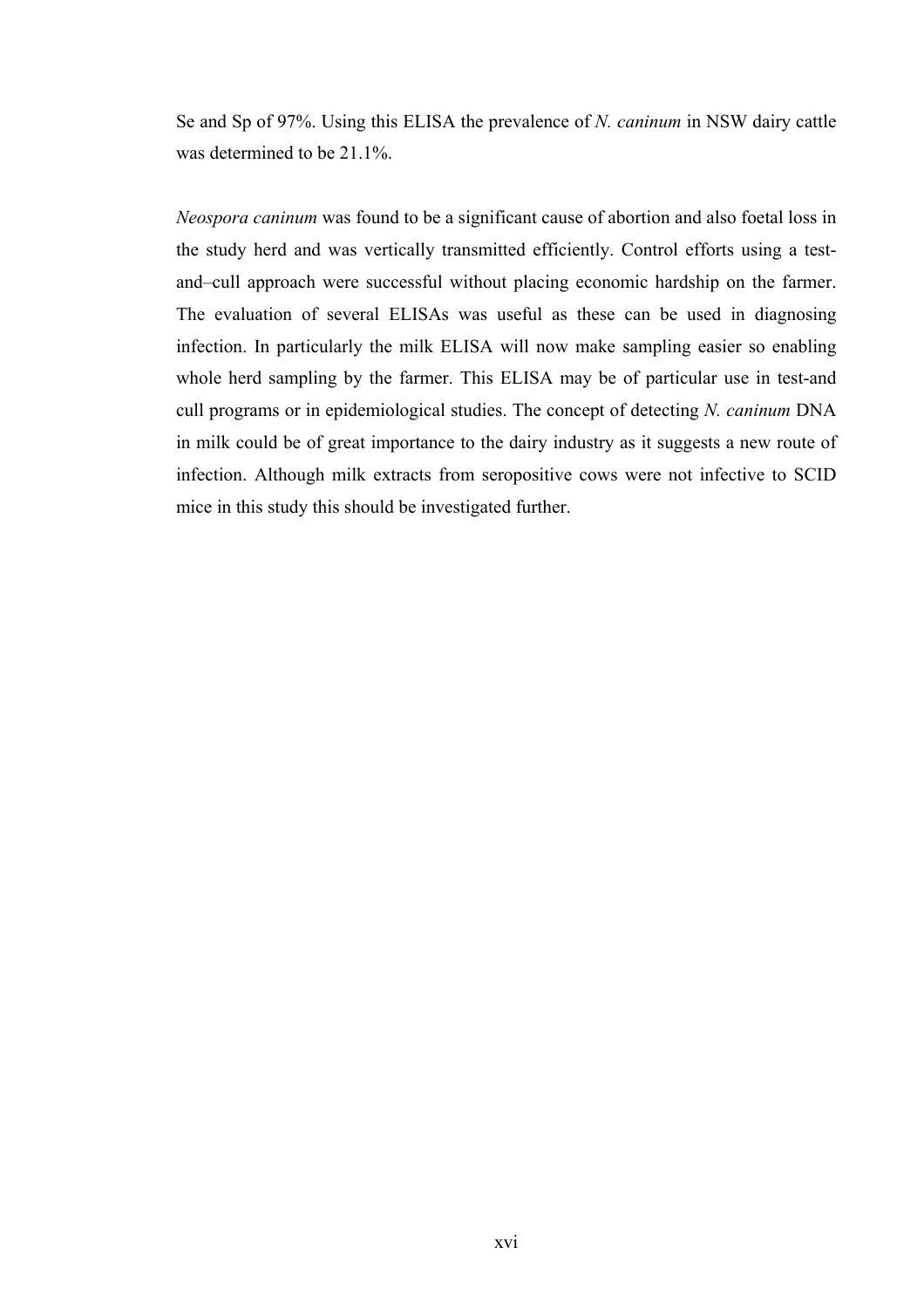Se and Sp of 97%. Using this ELISA the prevalence of *N. caninum* in NSW dairy cattle was determined to be 21.1%.

*Neospora caninum* was found to be a significant cause of abortion and also foetal loss in the study herd and was vertically transmitted efficiently. Control efforts using a test-and–cull approach were successful without placing economic hardship on the farmer. The evaluation of several ELISAs was useful as these can be used in diagnosing infection. In particularly the milk ELISA will now make sampling easier so enabling whole herd sampling by the farmer. This ELISA may be of particular use in test-and cull programs or in epidemiological studies. The concept of detecting *N. caninum* DNA in milk could be of great importance to the dairy industry as it suggests a new route of infection. Although milk extracts from seropositive cows were not infective to SCID mice in this study this should be investigated further.